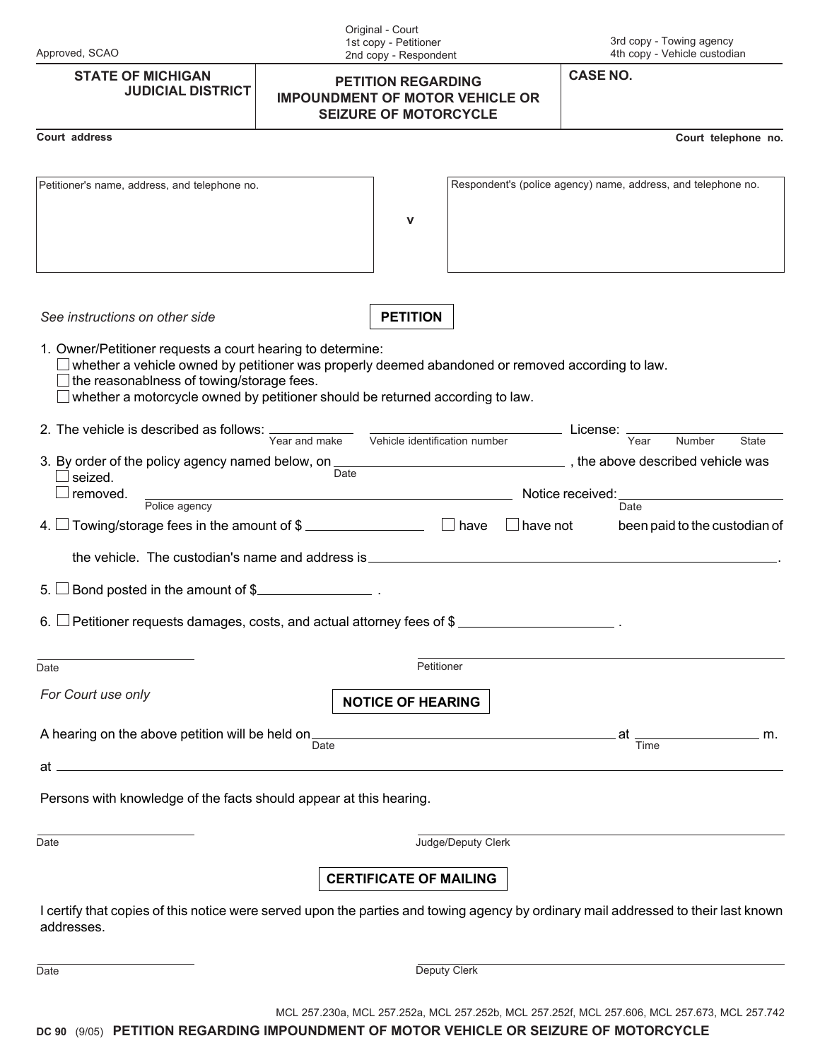Approved, SCAO

Original - Court
1st copy - Petitioner
2nd copy - Respondent

3rd copy - Towing agency
4th copy - Vehicle custodian

| STATE OF MICHIGAN JUDICIAL DISTRICT | PETITION REGARDING IMPOUNDMENT OF MOTOR VEHICLE OR SEIZURE OF MOTORCYCLE | CASE NO. |
|---|---|---|

Court address

Court telephone no.

| Petitioner's name, address, and telephone no. | v | Respondent's (police agency) name, address, and telephone no. |
|---|---|---|

*See instructions on other side*

## PETITION

1. Owner/Petitioner requests a court hearing to determine:
   - ☐ whether a vehicle owned by petitioner was properly deemed abandoned or removed according to law.
   - ☐ the reasonablness of towing/storage fees.
   - ☐ whether a motorcycle owned by petitioner should be returned according to law.

2. The vehicle is described as follows: ______________ (Year and make) ______________ (Vehicle identification number) License: ______________ (Year, Number, State)

3. By order of the policy agency named below, on ______________ (Date), the above described vehicle was
   - ☐ seized.
   - ☐ removed. ______________ (Police agency) Notice received: ______________ (Date)

4. ☐ Towing/storage fees in the amount of $ ______________ ☐ have ☐ have not been paid to the custodian of the vehicle. The custodian's name and address is ______________.

5. ☐ Bond posted in the amount of $______________ .

6. ☐ Petitioner requests damages, costs, and actual attorney fees of $ ______________ .

______________
Date

______________
Petitioner

*For Court use only*

## NOTICE OF HEARING

A hearing on the above petition will be held on ______________ (Date) at ______________ (Time) m.

at ______________

Persons with knowledge of the facts should appear at this hearing.

______________
Date

______________
Judge/Deputy Clerk

## CERTIFICATE OF MAILING

I certify that copies of this notice were served upon the parties and towing agency by ordinary mail addressed to their last known addresses.

______________
Date

______________
Deputy Clerk

MCL 257.230a, MCL 257.252a, MCL 257.252b, MCL 257.252f, MCL 257.606, MCL 257.673, MCL 257.742

**DC 90** (9/05) **PETITION REGARDING IMPOUNDMENT OF MOTOR VEHICLE OR SEIZURE OF MOTORCYCLE**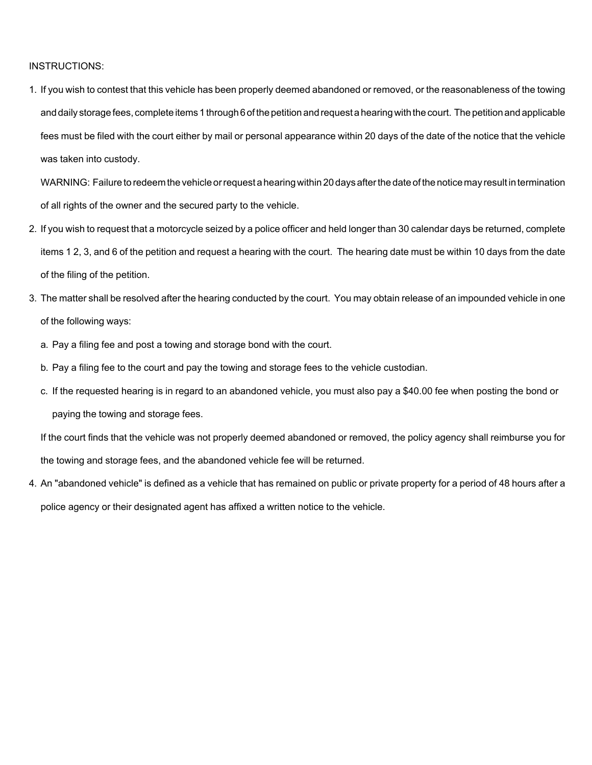INSTRUCTIONS:

1. If you wish to contest that this vehicle has been properly deemed abandoned or removed, or the reasonableness of the towing and daily storage fees, complete items 1 through 6 of the petition and request a hearing with the court. The petition and applicable fees must be filed with the court either by mail or personal appearance within 20 days of the date of the notice that the vehicle was taken into custody.

   WARNING: Failure to redeem the vehicle or request a hearing within 20 days after the date of the notice may result in termination of all rights of the owner and the secured party to the vehicle.

2. If you wish to request that a motorcycle seized by a police officer and held longer than 30 calendar days be returned, complete items 1 2, 3, and 6 of the petition and request a hearing with the court. The hearing date must be within 10 days from the date of the filing of the petition.

3. The matter shall be resolved after the hearing conducted by the court. You may obtain release of an impounded vehicle in one of the following ways:

   a. Pay a filing fee and post a towing and storage bond with the court.

   b. Pay a filing fee to the court and pay the towing and storage fees to the vehicle custodian.

   c. If the requested hearing is in regard to an abandoned vehicle, you must also pay a $40.00 fee when posting the bond or paying the towing and storage fees.

   If the court finds that the vehicle was not properly deemed abandoned or removed, the policy agency shall reimburse you for the towing and storage fees, and the abandoned vehicle fee will be returned.

4. An "abandoned vehicle" is defined as a vehicle that has remained on public or private property for a period of 48 hours after a police agency or their designated agent has affixed a written notice to the vehicle.